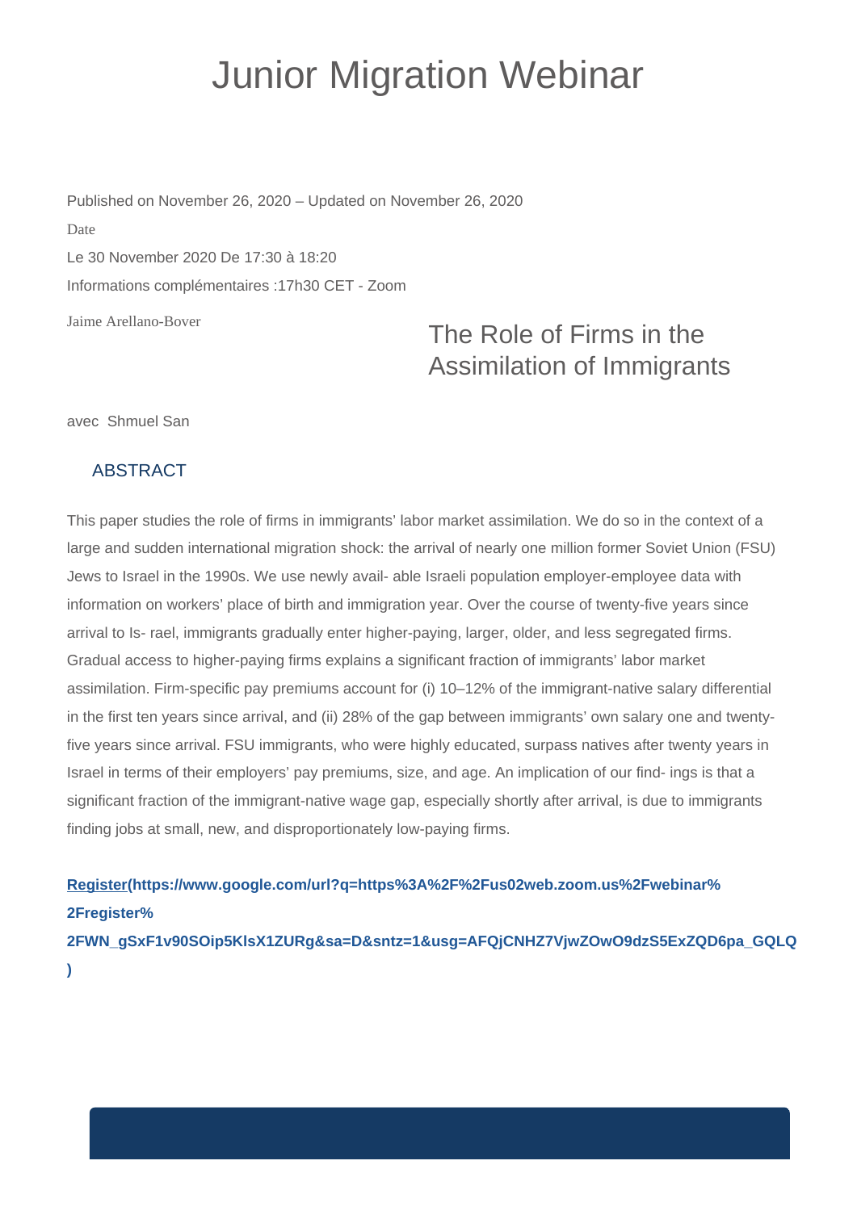# Junior Migration Webinar

Published on November 26, 2020 – Updated on November 26, 2020

Date

Le 30 November 2020 De 17:30 à 18:20

Informations complémentaires :17h30 CET - Zoom

Jaime Arellano-Bover

## The Role of Firms in the Assimilation of Immigrants

avec Shmuel San

### ABSTRACT

This paper studies the role of firms in immigrants' labor market assimilation. We do so in the context of a large and sudden international migration shock: the arrival of nearly one million former Soviet Union (FSU) Jews to Israel in the 1990s. We use newly avail- able Israeli population employer-employee data with information on workers' place of birth and immigration year. Over the course of twenty-five years since arrival to Is- rael, immigrants gradually enter higher-paying, larger, older, and less segregated firms. Gradual access to higher-paying firms explains a significant fraction of immigrants' labor market assimilation. Firm-specific pay premiums account for (i) 10–12% of the immigrant-native salary differential in the first ten years since arrival, and (ii) 28% of the gap between immigrants' own salary one and twenty-five years since arrival. FSU immigrants, who were highly educated, surpass natives after twenty years in Israel in terms of their employers' pay premiums, size, and age. An implication of our find- ings is that a significant fraction of the immigrant-native wage gap, especially shortly after arrival, is due to immigrants finding jobs at small, new, and disproportionately low-paying firms.

**Register(https://www.google.com/url?q=https%3A%2F%2Fus02web.zoom.us%2Fwebinar%2Fregister%2FWN_gSxF1v90SOip5KlsX1ZURg&sa=D&sntz=1&usg=AFQjCNHZ7VjwZOwO9dzS5ExZQD6pa_GQLQ)**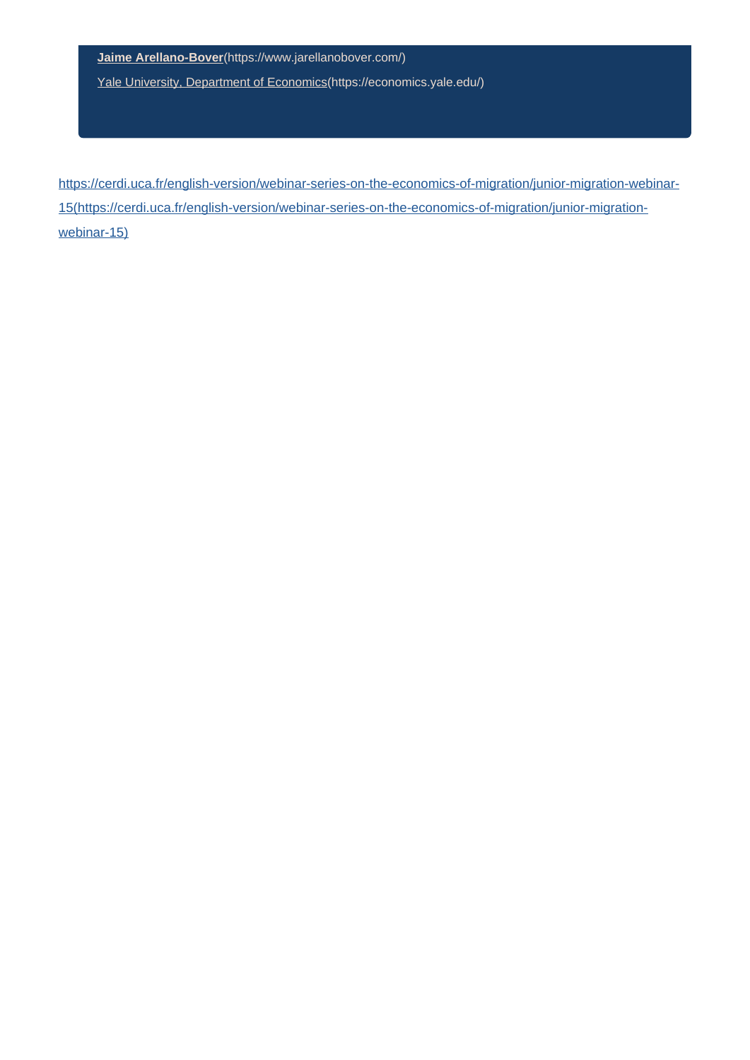**Jaime Arellano-Bover**(https://www.jarellanobover.com/)

Yale University, Department of Economics(https://economics.yale.edu/)

https://cerdi.uca.fr/english-version/webinar-series-on-the-economics-of-migration/junior-migration-webinar-15(https://cerdi.uca.fr/english-version/webinar-series-on-the-economics-of-migration/junior-migration-webinar-15)